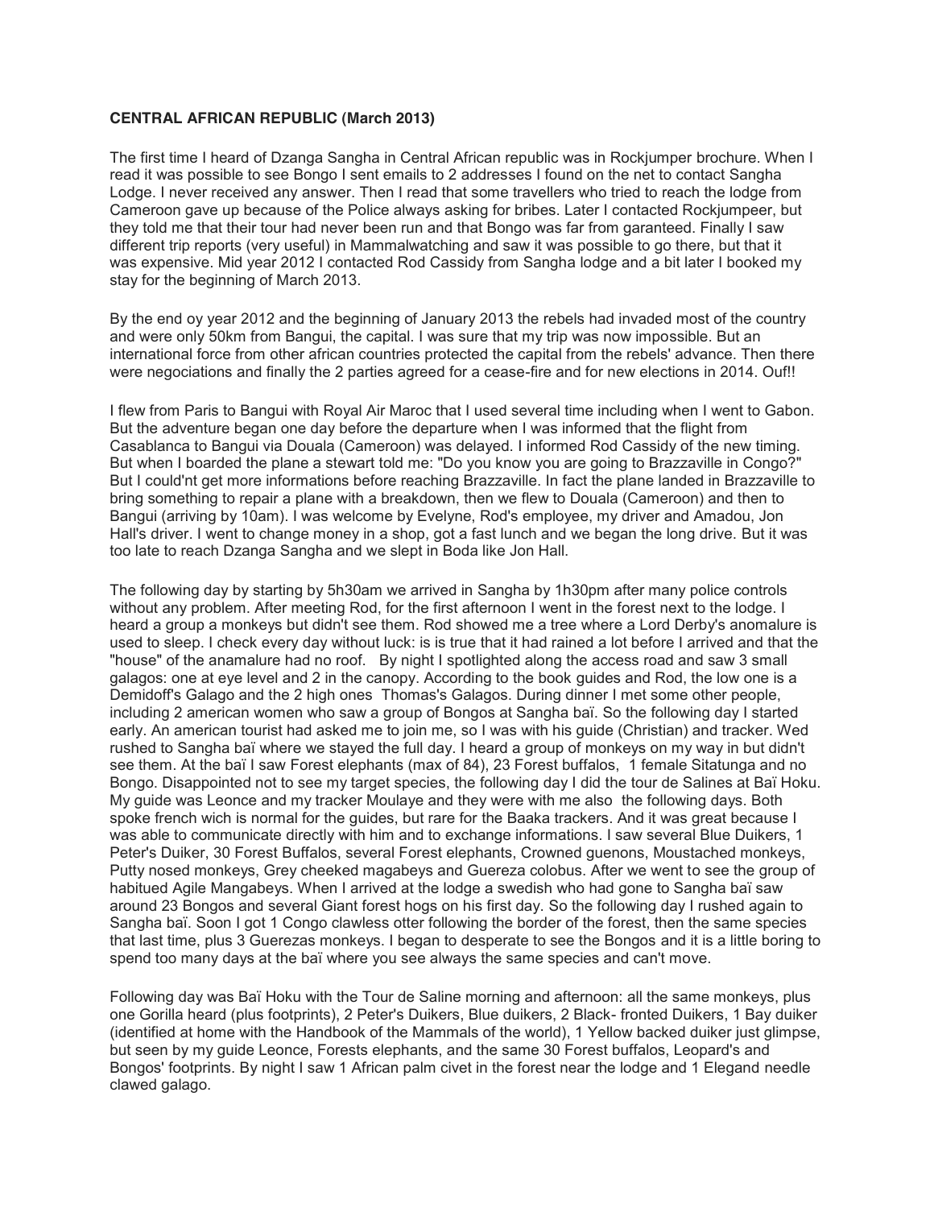**CENTRAL AFRICAN REPUBLIC (March 2013)**

The first time I heard of Dzanga Sangha in Central African republic was in Rockjumper brochure. When I read it was possible to see Bongo I sent emails to 2 addresses I found on the net to contact Sangha Lodge. I never received any answer. Then I read that some travellers who tried to reach the lodge from Cameroon gave up because of the Police always asking for bribes. Later I contacted Rockjumpeer, but they told me that their tour had never been run and that Bongo was far from garanteed. Finally I saw different trip reports (very useful) in Mammalwatching and saw it was possible to go there, but that it was expensive. Mid year 2012 I contacted Rod Cassidy from Sangha lodge and a bit later I booked my stay for the beginning of March 2013.

By the end oy year 2012 and the beginning of January 2013 the rebels had invaded most of the country and were only 50km from Bangui, the capital. I was sure that my trip was now impossible. But an international force from other african countries protected the capital from the rebels' advance. Then there were negociations and finally the 2 parties agreed for a cease-fire and for new elections in 2014. Ouf!!

I flew from Paris to Bangui with Royal Air Maroc that I used several time including when I went to Gabon. But the adventure began one day before the departure when I was informed that the flight from Casablanca to Bangui via Douala (Cameroon) was delayed. I informed Rod Cassidy of the new timing. But when I boarded the plane a stewart told me: "Do you know you are going to Brazzaville in Congo?" But I could'nt get more informations before reaching Brazzaville. In fact the plane landed in Brazzaville to bring something to repair a plane with a breakdown, then we flew to Douala (Cameroon) and then to Bangui (arriving by 10am). I was welcome by Evelyne, Rod's employee, my driver and Amadou, Jon Hall's driver. I went to change money in a shop, got a fast lunch and we began the long drive. But it was too late to reach Dzanga Sangha and we slept in Boda like Jon Hall.

The following day by starting by 5h30am we arrived in Sangha by 1h30pm after many police controls without any problem. After meeting Rod, for the first afternoon I went in the forest next to the lodge. I heard a group a monkeys but didn't see them. Rod showed me a tree where a Lord Derby's anomalure is used to sleep. I check every day without luck: is is true that it had rained a lot before I arrived and that the "house" of the anamalure had no roof. By night I spotlighted along the access road and saw 3 small galagos: one at eye level and 2 in the canopy. According to the book guides and Rod, the low one is a Demidoff's Galago and the 2 high ones Thomas's Galagos. During dinner I met some other people, including 2 american women who saw a group of Bongos at Sangha baï. So the following day I started early. An american tourist had asked me to join me, so I was with his guide (Christian) and tracker. Wed rushed to Sangha baï where we stayed the full day. I heard a group of monkeys on my way in but didn't see them. At the baï I saw Forest elephants (max of 84), 23 Forest buffalos, 1 female Sitatunga and no Bongo. Disappointed not to see my target species, the following day I did the tour de Salines at Baï Hoku. My guide was Leonce and my tracker Moulaye and they were with me also the following days. Both spoke french wich is normal for the guides, but rare for the Baaka trackers. And it was great because I was able to communicate directly with him and to exchange informations. I saw several Blue Duikers, 1 Peter's Duiker, 30 Forest Buffalos, several Forest elephants, Crowned guenons, Moustached monkeys, Putty nosed monkeys, Grey cheeked magabeys and Guereza colobus. After we went to see the group of habitued Agile Mangabeys. When I arrived at the lodge a swedish who had gone to Sangha baï saw around 23 Bongos and several Giant forest hogs on his first day. So the following day I rushed again to Sangha baï. Soon I got 1 Congo clawless otter following the border of the forest, then the same species that last time, plus 3 Guerezas monkeys. I began to desperate to see the Bongos and it is a little boring to spend too many days at the baï where you see always the same species and can't move.

Following day was Baï Hoku with the Tour de Saline morning and afternoon: all the same monkeys, plus one Gorilla heard (plus footprints), 2 Peter's Duikers, Blue duikers, 2 Black- fronted Duikers, 1 Bay duiker (identified at home with the Handbook of the Mammals of the world), 1 Yellow backed duiker just glimpse, but seen by my guide Leonce, Forests elephants, and the same 30 Forest buffalos, Leopard's and Bongos' footprints. By night I saw 1 African palm civet in the forest near the lodge and 1 Elegand needle clawed galago.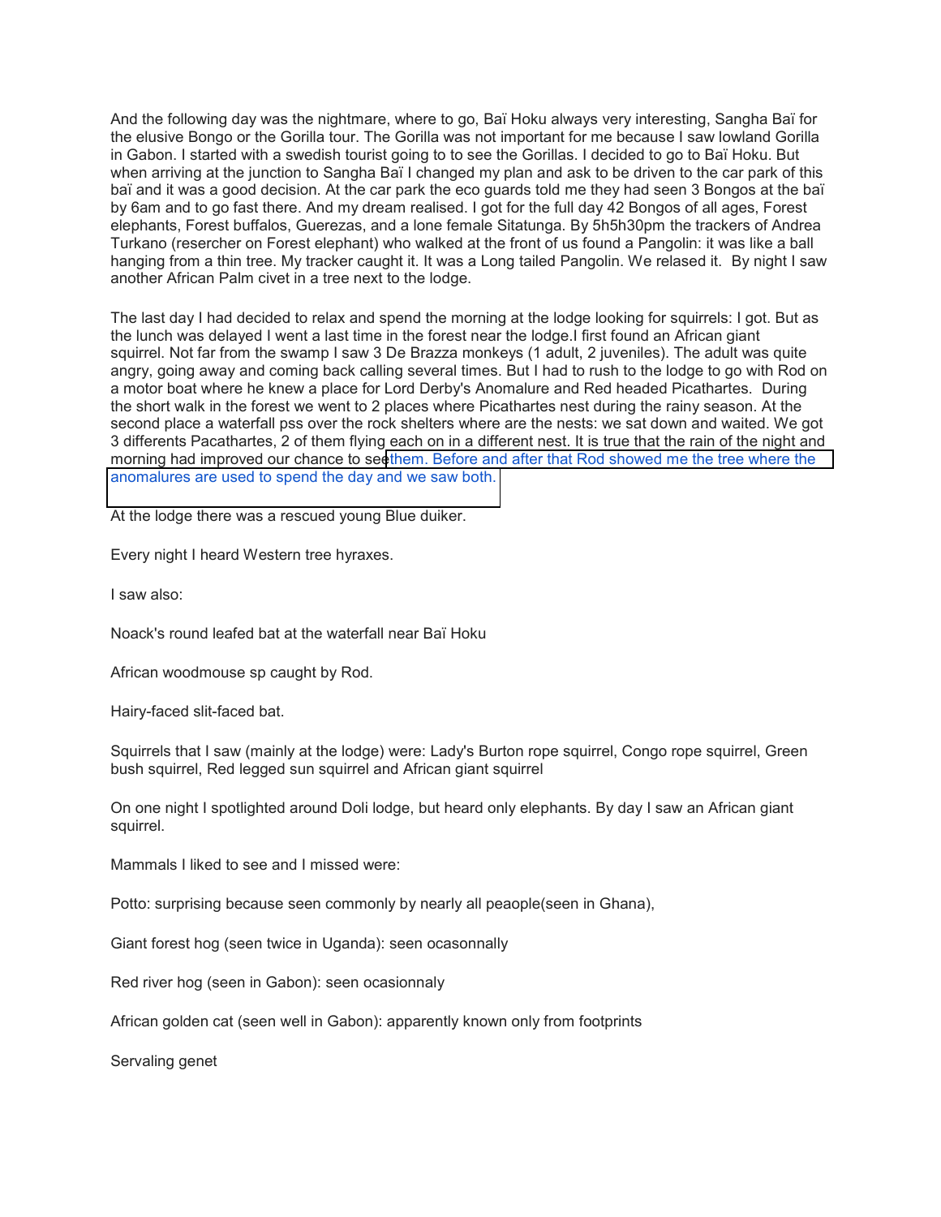And the following day was the nightmare, where to go, Baï Hoku always very interesting, Sangha Baï for the elusive Bongo or the Gorilla tour. The Gorilla was not important for me because I saw lowland Gorilla in Gabon. I started with a swedish tourist going to to see the Gorillas. I decided to go to Baï Hoku. But when arriving at the junction to Sangha Baï I changed my plan and ask to be driven to the car park of this baï and it was a good decision. At the car park the eco guards told me they had seen 3 Bongos at the baï by 6am and to go fast there. And my dream realised. I got for the full day 42 Bongos of all ages, Forest elephants, Forest buffalos, Guerezas, and a lone female Sitatunga. By 5h5h30pm the trackers of Andrea Turkano (resercher on Forest elephant) who walked at the front of us found a Pangolin: it was like a ball hanging from a thin tree. My tracker caught it. It was a Long tailed Pangolin. We relased it. By night I saw another African Palm civet in a tree next to the lodge.

The last day I had decided to relax and spend the morning at the lodge looking for squirrels: I got. But as the lunch was delayed I went a last time in the forest near the lodge.I first found an African giant squirrel. Not far from the swamp I saw 3 De Brazza monkeys (1 adult, 2 juveniles). The adult was quite angry, going away and coming back calling several times. But I had to rush to the lodge to go with Rod on a motor boat where he knew a place for Lord Derby's Anomalure and Red headed Picathartes. During the short walk in the forest we went to 2 places where Picathartes nest during the rainy season. At the second place a waterfall pss over the rock shelters where are the nests: we sat down and waited. We got 3 differents Pacathartes, 2 of them flying each on in a different nest. It is true that the rain of the night and morning had improved our chance to seethem. Before and after that Rod showed me the tree where the anomalures are used to spend the day and we saw both.

At the lodge there was a rescued young Blue duiker.

Every night I heard Western tree hyraxes.

I saw also:

Noack's round leafed bat at the waterfall near Baï Hoku

African woodmouse sp caught by Rod.

Hairy-faced slit-faced bat.

Squirrels that I saw (mainly at the lodge) were: Lady's Burton rope squirrel, Congo rope squirrel, Green bush squirrel, Red legged sun squirrel and African giant squirrel

On one night I spotlighted around Doli lodge, but heard only elephants. By day I saw an African giant squirrel.

Mammals I liked to see and I missed were:

Potto: surprising because seen commonly by nearly all peaople(seen in Ghana),

Giant forest hog (seen twice in Uganda): seen ocasonnally

Red river hog (seen in Gabon): seen ocasionnaly

African golden cat (seen well in Gabon): apparently known only from footprints

Servaling genet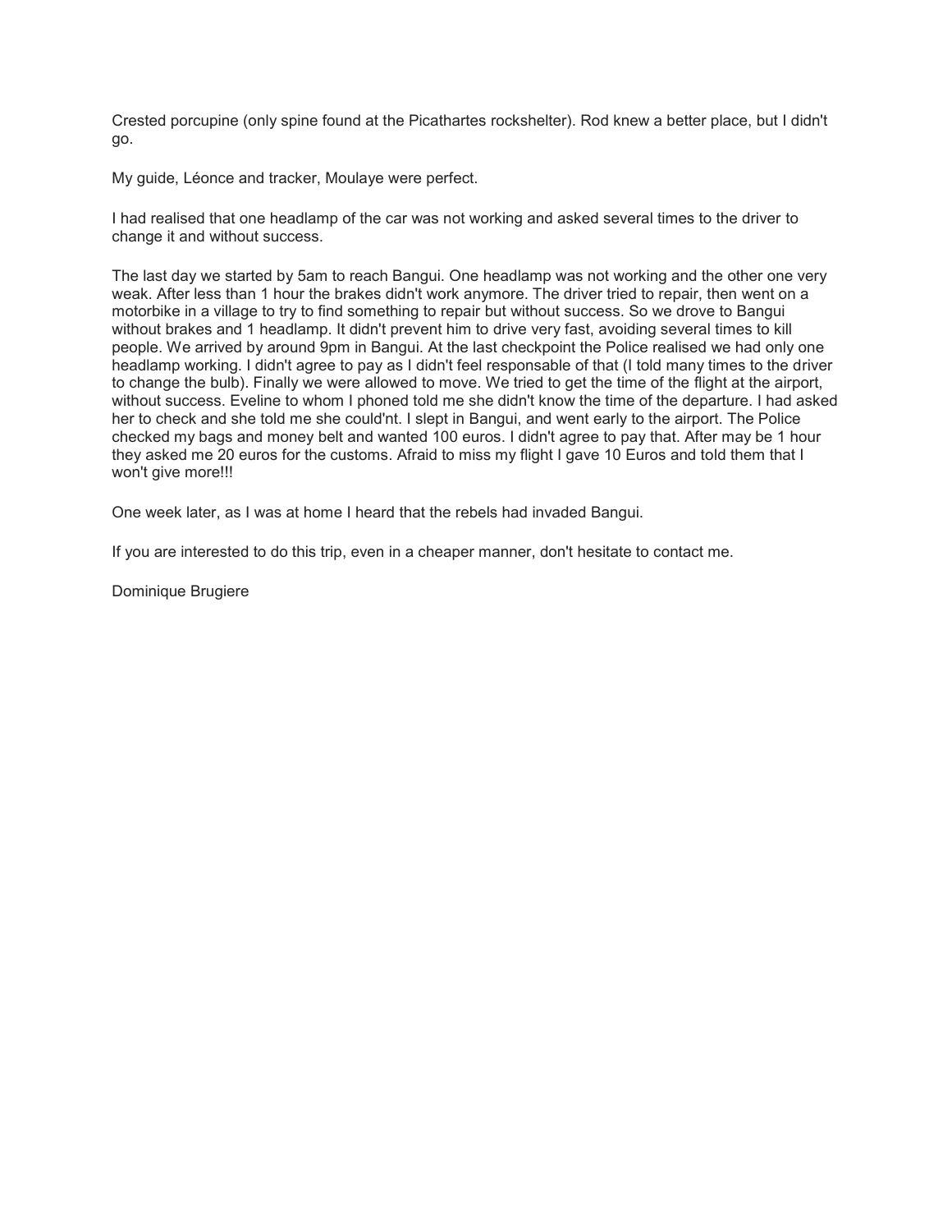Crested porcupine (only spine found at the Picathartes rockshelter). Rod knew a better place, but I didn't go.

My guide, Léonce and tracker, Moulaye were perfect.

I had realised that one headlamp of the car was not working and asked several times to the driver to change it and without success.

The last day we started by 5am to reach Bangui. One headlamp was not working and the other one very weak. After less than 1 hour the brakes didn't work anymore. The driver tried to repair, then went on a motorbike in a village to try to find something to repair but without success. So we drove to Bangui without brakes and 1 headlamp. It didn't prevent him to drive very fast, avoiding several times to kill people. We arrived by around 9pm in Bangui. At the last checkpoint the Police realised we had only one headlamp working. I didn't agree to pay as I didn't feel responsable of that (I told many times to the driver to change the bulb). Finally we were allowed to move. We tried to get the time of the flight at the airport, without success. Eveline to whom I phoned told me she didn't know the time of the departure. I had asked her to check and she told me she could'nt. I slept in Bangui, and went early to the airport. The Police checked my bags and money belt and wanted 100 euros. I didn't agree to pay that. After may be 1 hour they asked me 20 euros for the customs. Afraid to miss my flight I gave 10 Euros and told them that I won't give more!!!

One week later, as I was at home I heard that the rebels had invaded Bangui.

If you are interested to do this trip, even in a cheaper manner, don't hesitate to contact me.

Dominique Brugiere